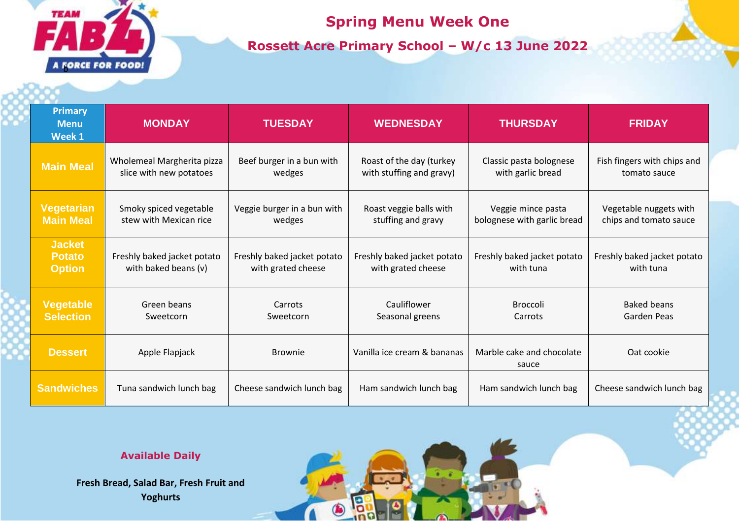# Spring Menu Week One

## Rossett Acre Primary School – W/c 13 June 2022

| Primary Menu Week 1 | MONDAY | TUESDAY | WEDNESDAY | THURSDAY | FRIDAY |
|---|---|---|---|---|---|
| Main Meal | Wholemeal Margherita pizza slice with new potatoes | Beef burger in a bun with wedges | Roast of the day (turkey with stuffing and gravy) | Classic pasta bolognese with garlic bread | Fish fingers with chips and tomato sauce |
| Vegetarian Main Meal | Smoky spiced vegetable stew with Mexican rice | Veggie burger in a bun with wedges | Roast veggie balls with stuffing and gravy | Veggie mince pasta bolognese with garlic bread | Vegetable nuggets with chips and tomato sauce |
| Jacket Potato Option | Freshly baked jacket potato with baked beans (v) | Freshly baked jacket potato with grated cheese | Freshly baked jacket potato with grated cheese | Freshly baked jacket potato with tuna | Freshly baked jacket potato with tuna |
| Vegetable Selection | Green beans<br>Sweetcorn | Carrots<br>Sweetcorn | Cauliflower<br>Seasonal greens | Broccoli<br>Carrots | Baked beans<br>Garden Peas |
| Dessert | Apple Flapjack | Brownie | Vanilla ice cream & bananas | Marble cake and chocolate sauce | Oat cookie |
| Sandwiches | Tuna sandwich lunch bag | Cheese sandwich lunch bag | Ham sandwich lunch bag | Ham sandwich lunch bag | Cheese sandwich lunch bag |

**Available Daily**

**Fresh Bread, Salad Bar, Fresh Fruit and Yoghurts**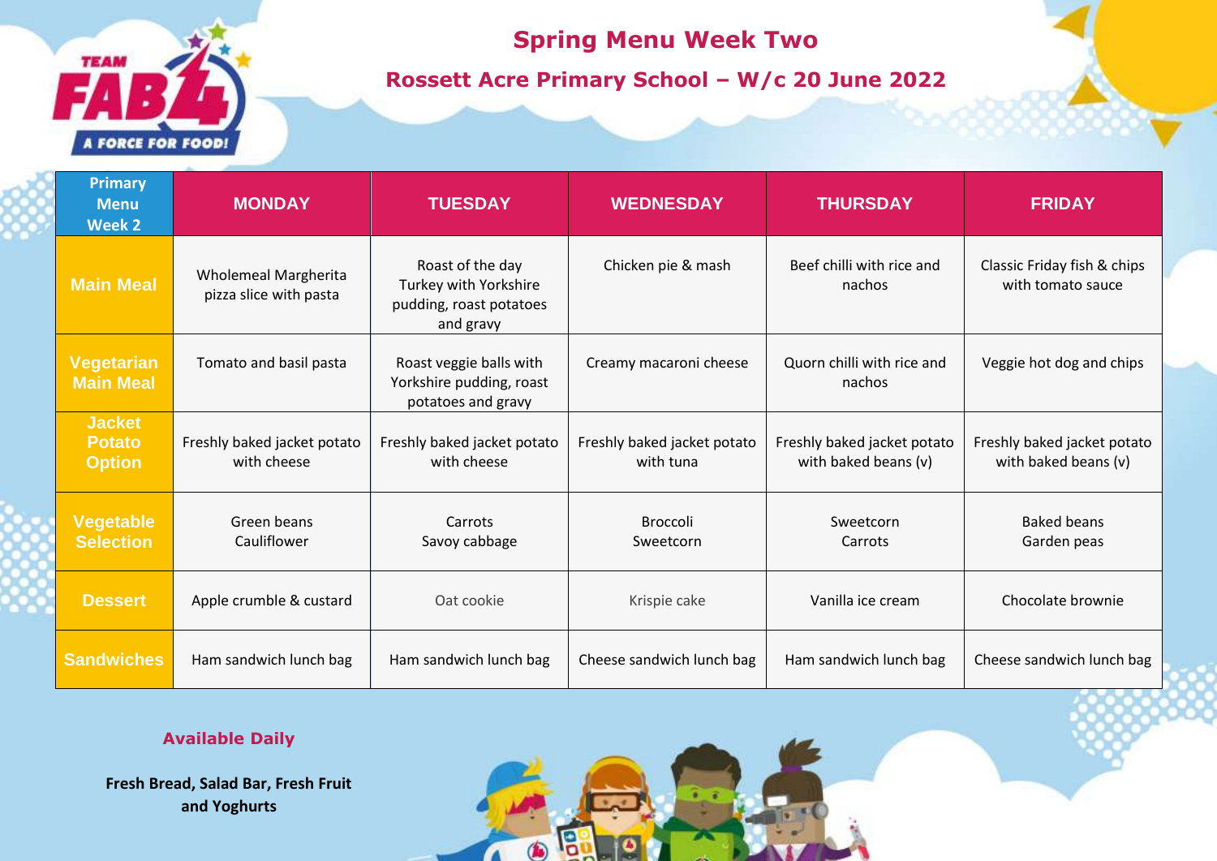# Spring Menu Week Two

## Rossett Acre Primary School – W/c 20 June 2022

| Primary Menu Week 2 | MONDAY | TUESDAY | WEDNESDAY | THURSDAY | FRIDAY |
|---|---|---|---|---|---|
| Main Meal | Wholemeal Margherita pizza slice with pasta | Roast of the day Turkey with Yorkshire pudding, roast potatoes and gravy | Chicken pie & mash | Beef chilli with rice and nachos | Classic Friday fish & chips with tomato sauce |
| Vegetarian Main Meal | Tomato and basil pasta | Roast veggie balls with Yorkshire pudding, roast potatoes and gravy | Creamy macaroni cheese | Quorn chilli with rice and nachos | Veggie hot dog and chips |
| Jacket Potato Option | Freshly baked jacket potato with cheese | Freshly baked jacket potato with cheese | Freshly baked jacket potato with tuna | Freshly baked jacket potato with baked beans (v) | Freshly baked jacket potato with baked beans (v) |
| Vegetable Selection | Green beans Cauliflower | Carrots Savoy cabbage | Broccoli Sweetcorn | Sweetcorn Carrots | Baked beans Garden peas |
| Dessert | Apple crumble & custard | Oat cookie | Krispie cake | Vanilla ice cream | Chocolate brownie |
| Sandwiches | Ham sandwich lunch bag | Ham sandwich lunch bag | Cheese sandwich lunch bag | Ham sandwich lunch bag | Cheese sandwich lunch bag |

**Available Daily**

**Fresh Bread, Salad Bar, Fresh Fruit and Yoghurts**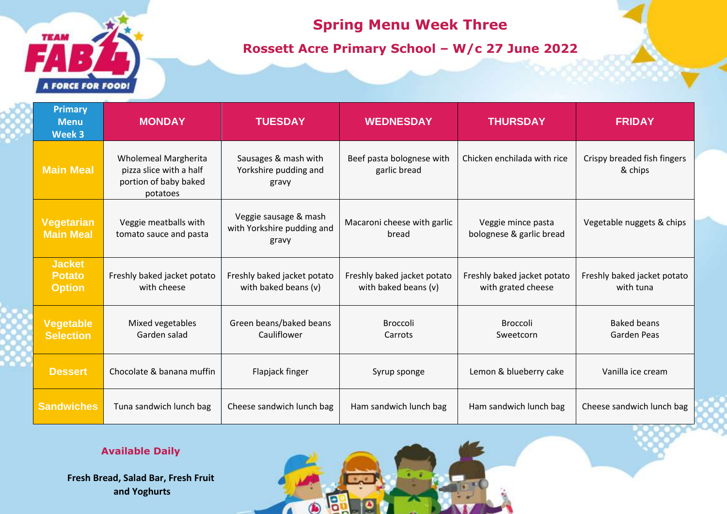# Spring Menu Week Three

## Rossett Acre Primary School – W/c 27 June 2022

| Primary Menu Week 3 | MONDAY | TUESDAY | WEDNESDAY | THURSDAY | FRIDAY |
|---|---|---|---|---|---|
| **Main Meal** | Wholemeal Margherita pizza slice with a half portion of baby baked potatoes | Sausages & mash with Yorkshire pudding and gravy | Beef pasta bolognese with garlic bread | Chicken enchilada with rice | Crispy breaded fish fingers & chips |
| **Vegetarian Main Meal** | Veggie meatballs with tomato sauce and pasta | Veggie sausage & mash with Yorkshire pudding and gravy | Macaroni cheese with garlic bread | Veggie mince pasta bolognese & garlic bread | Vegetable nuggets & chips |
| **Jacket Potato Option** | Freshly baked jacket potato with cheese | Freshly baked jacket potato with baked beans (v) | Freshly baked jacket potato with baked beans (v) | Freshly baked jacket potato with grated cheese | Freshly baked jacket potato with tuna |
| **Vegetable Selection** | Mixed vegetables<br>Garden salad | Green beans/baked beans<br>Cauliflower | Broccoli<br>Carrots | Broccoli<br>Sweetcorn | Baked beans<br>Garden Peas |
| **Dessert** | Chocolate & banana muffin | Flapjack finger | Syrup sponge | Lemon & blueberry cake | Vanilla ice cream |
| **Sandwiches** | Tuna sandwich lunch bag | Cheese sandwich lunch bag | Ham sandwich lunch bag | Ham sandwich lunch bag | Cheese sandwich lunch bag |

**Available Daily**

**Fresh Bread, Salad Bar, Fresh Fruit and Yoghurts**